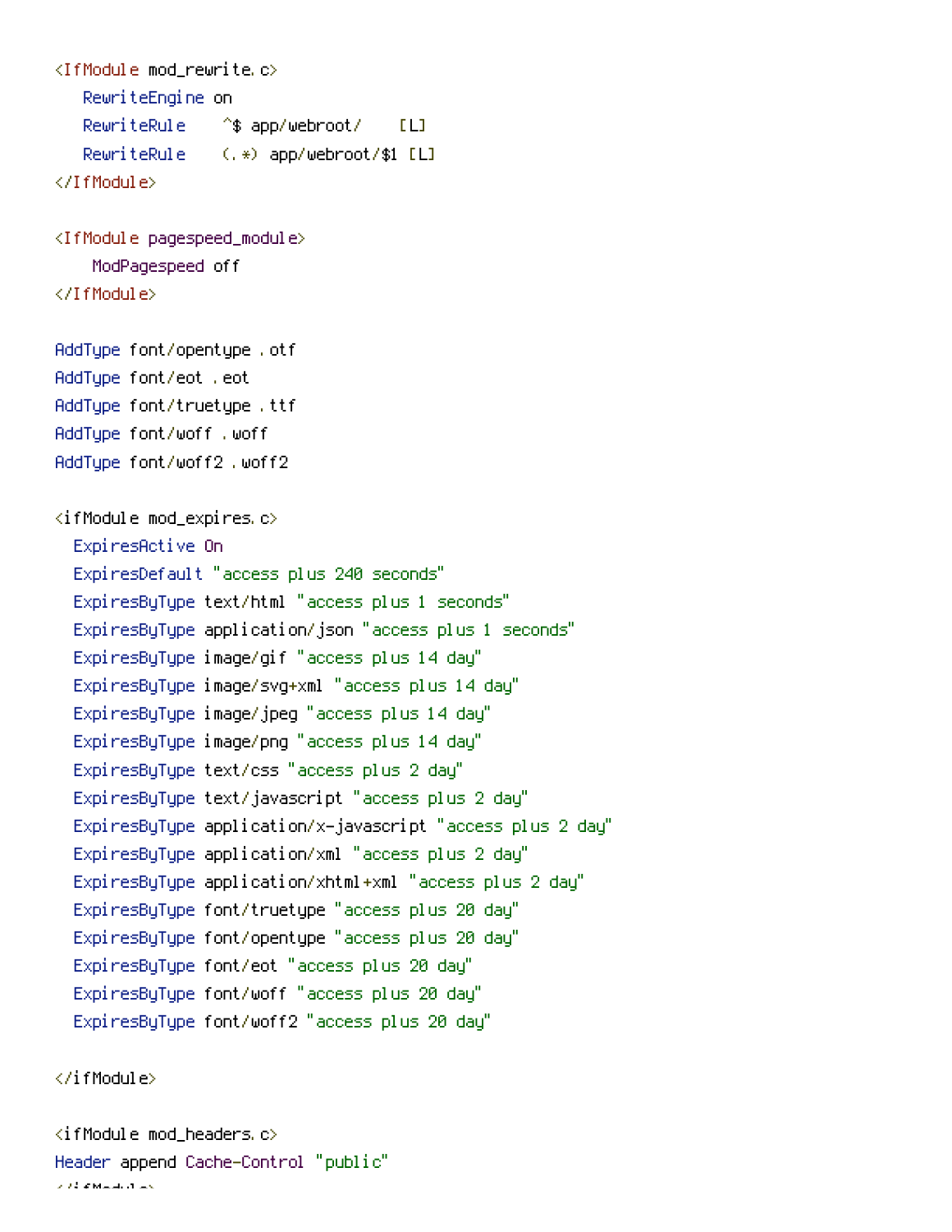```
<IfModule mod_rewrite.c>
   RewriteEngine on
   RewriteRule    ^$ app/webroot/    [L]
   RewriteRule    (.*) app/webroot/$1 [L]
</IfModule>

<IfModule pagespeed_module>
    ModPagespeed off
</IfModule>

AddType font/opentype .otf
AddType font/eot .eot
AddType font/truetype .ttf
AddType font/woff .woff
AddType font/woff2 .woff2

<ifModule mod_expires.c>
  ExpiresActive On
  ExpiresDefault "access plus 240 seconds"
  ExpiresByType text/html "access plus 1 seconds"
  ExpiresByType application/json "access plus 1 seconds"
  ExpiresByType image/gif "access plus 14 day"
  ExpiresByType image/svg+xml "access plus 14 day"
  ExpiresByType image/jpeg "access plus 14 day"
  ExpiresByType image/png "access plus 14 day"
  ExpiresByType text/css "access plus 2 day"
  ExpiresByType text/javascript "access plus 2 day"
  ExpiresByType application/x-javascript "access plus 2 day"
  ExpiresByType application/xml "access plus 2 day"
  ExpiresByType application/xhtml+xml "access plus 2 day"
  ExpiresByType font/truetype "access plus 20 day"
  ExpiresByType font/opentype "access plus 20 day"
  ExpiresByType font/eot "access plus 20 day"
  ExpiresByType font/woff "access plus 20 day"
  ExpiresByType font/woff2 "access plus 20 day"

</ifModule>

<ifModule mod_headers.c>
Header append Cache-Control "public"
</ifModule>
```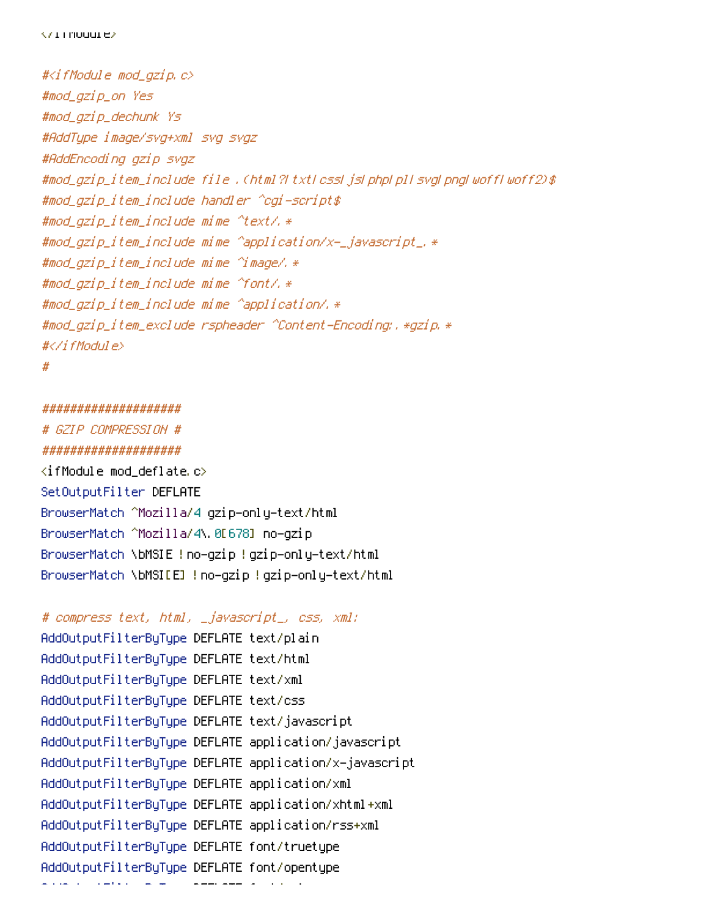```
</ifModule>

#<ifModule mod_gzip.c>
#mod_gzip_on Yes
#mod_gzip_dechunk Ys
#AddType image/svg+xml svg svgz
#AddEncoding gzip svgz
#mod_gzip_item_include file .(html?|txt|css|js|php|pl|svg|png|woff|woff2)$
#mod_gzip_item_include handler ^cgi-script$
#mod_gzip_item_include mime ^text/.*
#mod_gzip_item_include mime ^application/x-_javascript_.*
#mod_gzip_item_include mime ^image/.*
#mod_gzip_item_include mime ^font/.*
#mod_gzip_item_include mime ^application/.*
#mod_gzip_item_exclude rspheader ^Content-Encoding:.*gzip.*
#</ifModule>
#

####################
# GZIP COMPRESSION #
####################
<ifModule mod_deflate.c>
SetOutputFilter DEFLATE
BrowserMatch ^Mozilla/4 gzip-only-text/html
BrowserMatch ^Mozilla/4\.0[678] no-gzip
BrowserMatch \bMSIE !no-gzip !gzip-only-text/html
BrowserMatch \bMSI[E] !no-gzip !gzip-only-text/html

# compress text, html, _javascript_, css, xml:
AddOutputFilterByType DEFLATE text/plain
AddOutputFilterByType DEFLATE text/html
AddOutputFilterByType DEFLATE text/xml
AddOutputFilterByType DEFLATE text/css
AddOutputFilterByType DEFLATE text/javascript
AddOutputFilterByType DEFLATE application/javascript
AddOutputFilterByType DEFLATE application/x-javascript
AddOutputFilterByType DEFLATE application/xml
AddOutputFilterByType DEFLATE application/xhtml+xml
AddOutputFilterByType DEFLATE application/rss+xml
AddOutputFilterByType DEFLATE font/truetype
AddOutputFilterByType DEFLATE font/opentype
```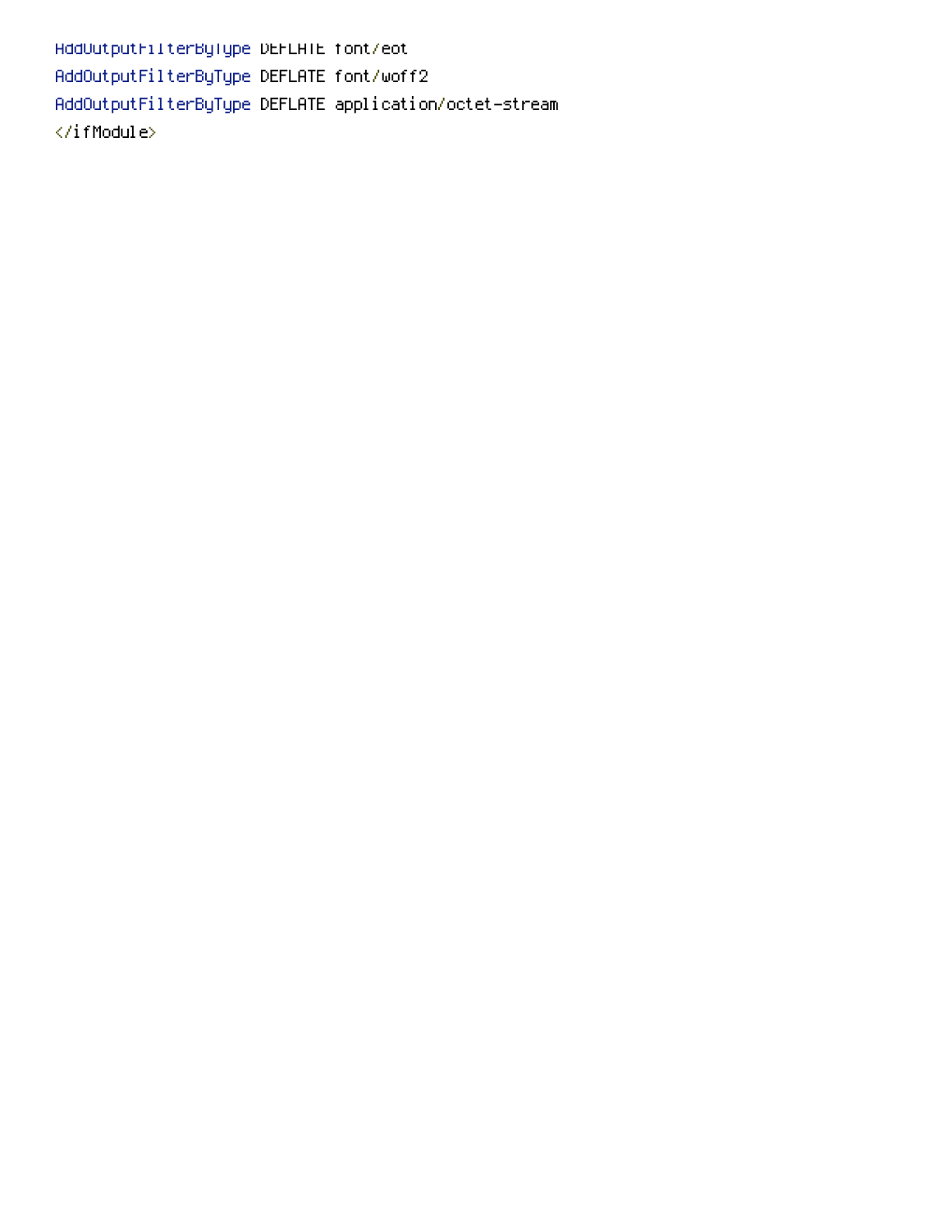```
AddOutputFilterByType DEFLATE font/eot
AddOutputFilterByType DEFLATE font/woff2
AddOutputFilterByType DEFLATE application/octet-stream
</ifModule>
```